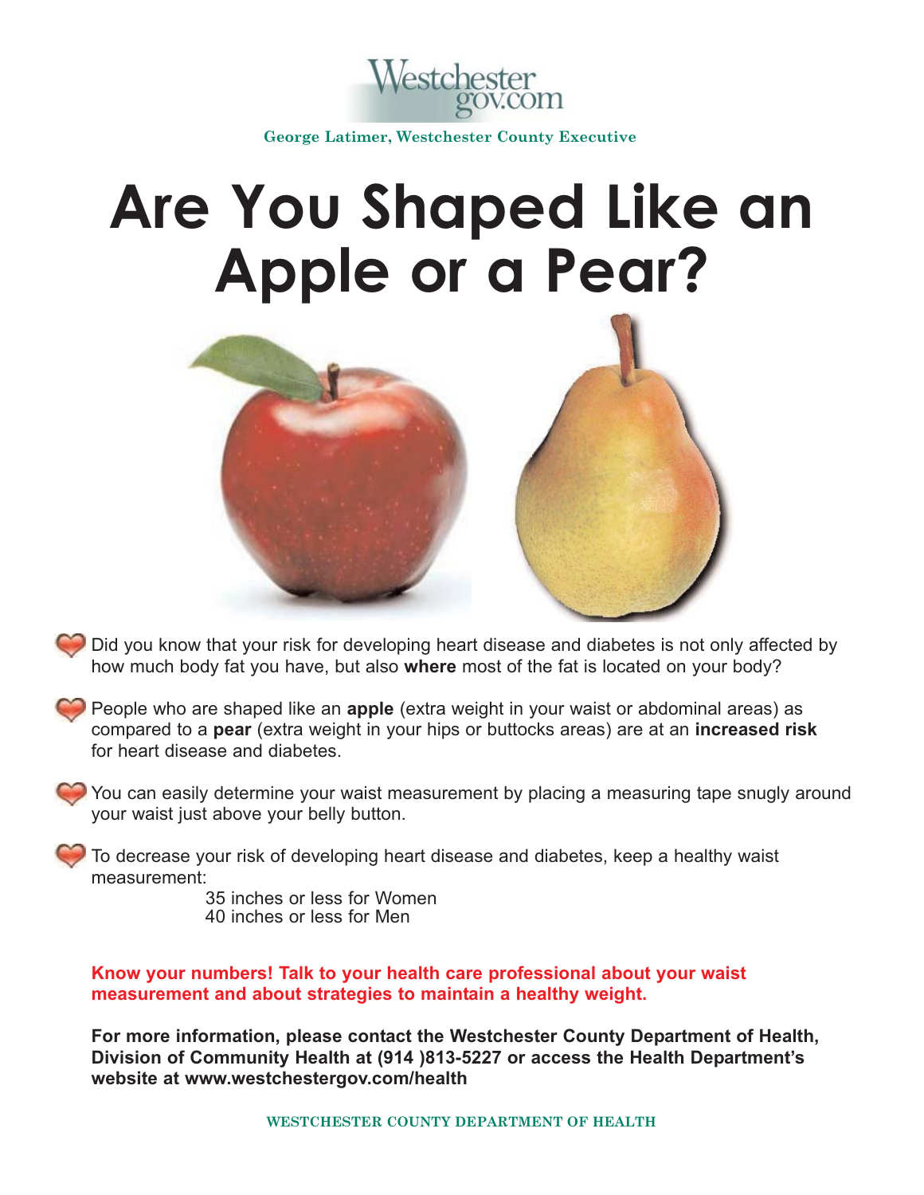Westchester gov.com

George Latimer, Westchester County Executive

# Are You Shaped Like an Apple or a Pear?

- Did you know that your risk for developing heart disease and diabetes is not only affected by how much body fat you have, but also **where** most of the fat is located on your body?

- People who are shaped like an **apple** (extra weight in your waist or abdominal areas) as compared to a **pear** (extra weight in your hips or buttocks areas) are at an **increased risk** for heart disease and diabetes.

- You can easily determine your waist measurement by placing a measuring tape snugly around your waist just above your belly button.

- To decrease your risk of developing heart disease and diabetes, keep a healthy waist measurement:

  35 inches or less for Women
  40 inches or less for Men

**Know your numbers! Talk to your health care professional about your waist measurement and about strategies to maintain a healthy weight.**

**For more information, please contact the Westchester County Department of Health, Division of Community Health at (914 )813-5227 or access the Health Department's website at www.westchestergov.com/health**

WESTCHESTER COUNTY DEPARTMENT OF HEALTH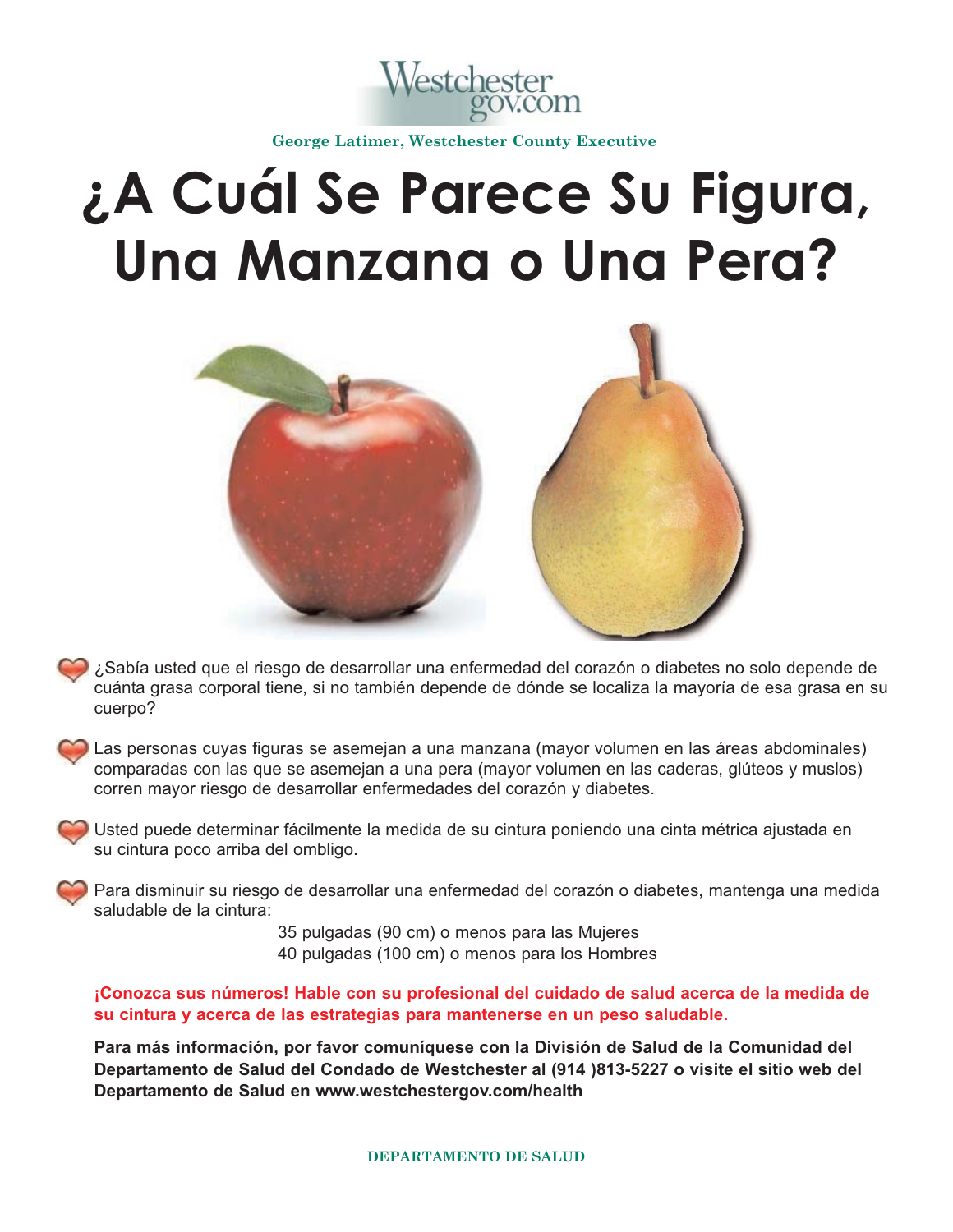Westchester gov.com

George Latimer, Westchester County Executive

# ¿A Cuál Se Parece Su Figura, Una Manzana o Una Pera?

- ¿Sabía usted que el riesgo de desarrollar una enfermedad del corazón o diabetes no solo depende de cuánta grasa corporal tiene, si no también depende de dónde se localiza la mayoría de esa grasa en su cuerpo?

- Las personas cuyas figuras se asemejan a una manzana (mayor volumen en las áreas abdominales) comparadas con las que se asemejan a una pera (mayor volumen en las caderas, glúteos y muslos) corren mayor riesgo de desarrollar enfermedades del corazón y diabetes.

- Usted puede determinar fácilmente la medida de su cintura poniendo una cinta métrica ajustada en su cintura poco arriba del ombligo.

- Para disminuir su riesgo de desarrollar una enfermedad del corazón o diabetes, mantenga una medida saludable de la cintura:

  35 pulgadas (90 cm) o menos para las Mujeres
  40 pulgadas (100 cm) o menos para los Hombres

**¡Conozca sus números! Hable con su profesional del cuidado de salud acerca de la medida de su cintura y acerca de las estrategias para mantenerse en un peso saludable.**

**Para más información, por favor comuníquese con la División de Salud de la Comunidad del Departamento de Salud del Condado de Westchester al (914 )813-5227 o visite el sitio web del Departamento de Salud en www.westchestergov.com/health**

DEPARTAMENTO DE SALUD